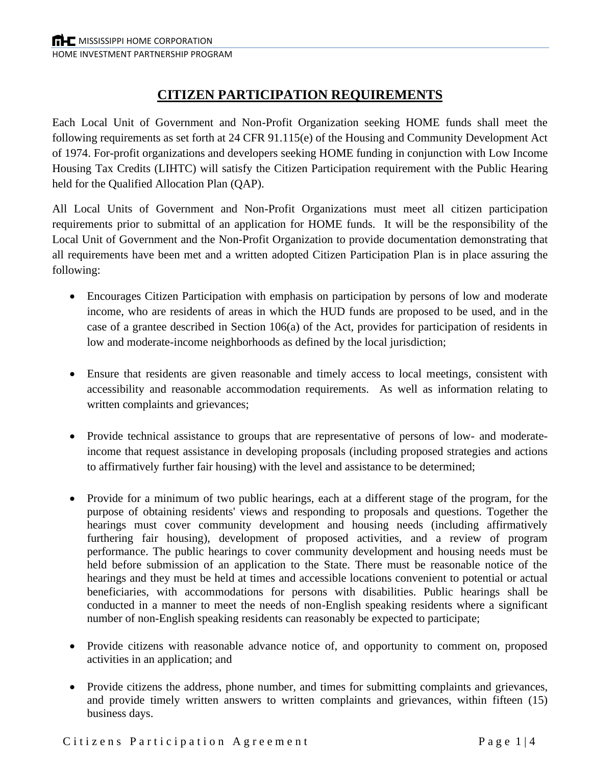# CITIZEN PARTICIPATION REQUIREMENTS

Each Local Unit of Government and Non-Profit Organization seeking HOME funds shall meet the following requirements as set forth at 24 CFR 91.115(e) of the Housing and Community Development Act of 1974. For-profit organizations and developers seeking HOME funding in conjunction with Low Income Housing Tax Credits (LIHTC) will satisfy the Citizen Participation requirement with the Public Hearing held for the Qualified Allocation Plan (QAP).

All Local Units of Government and Non-Profit Organizations must meet all citizen participation requirements prior to submittal of an application for HOME funds. It will be the responsibility of the Local Unit of Government and the Non-Profit Organization to provide documentation demonstrating that all requirements have been met and a written adopted Citizen Participation Plan is in place assuring the following:

- Encourages Citizen Participation with emphasis on participation by persons of low and moderate income, who are residents of areas in which the HUD funds are proposed to be used, and in the case of a grantee described in Section 106(a) of the Act, provides for participation of residents in low and moderate-income neighborhoods as defined by the local jurisdiction;

- Ensure that residents are given reasonable and timely access to local meetings, consistent with accessibility and reasonable accommodation requirements. As well as information relating to written complaints and grievances;

- Provide technical assistance to groups that are representative of persons of low- and moderate-income that request assistance in developing proposals (including proposed strategies and actions to affirmatively further fair housing) with the level and assistance to be determined;

- Provide for a minimum of two public hearings, each at a different stage of the program, for the purpose of obtaining residents' views and responding to proposals and questions. Together the hearings must cover community development and housing needs (including affirmatively furthering fair housing), development of proposed activities, and a review of program performance. The public hearings to cover community development and housing needs must be held before submission of an application to the State. There must be reasonable notice of the hearings and they must be held at times and accessible locations convenient to potential or actual beneficiaries, with accommodations for persons with disabilities. Public hearings shall be conducted in a manner to meet the needs of non-English speaking residents where a significant number of non-English speaking residents can reasonably be expected to participate;

- Provide citizens with reasonable advance notice of, and opportunity to comment on, proposed activities in an application; and

- Provide citizens the address, phone number, and times for submitting complaints and grievances, and provide timely written answers to written complaints and grievances, within fifteen (15) business days.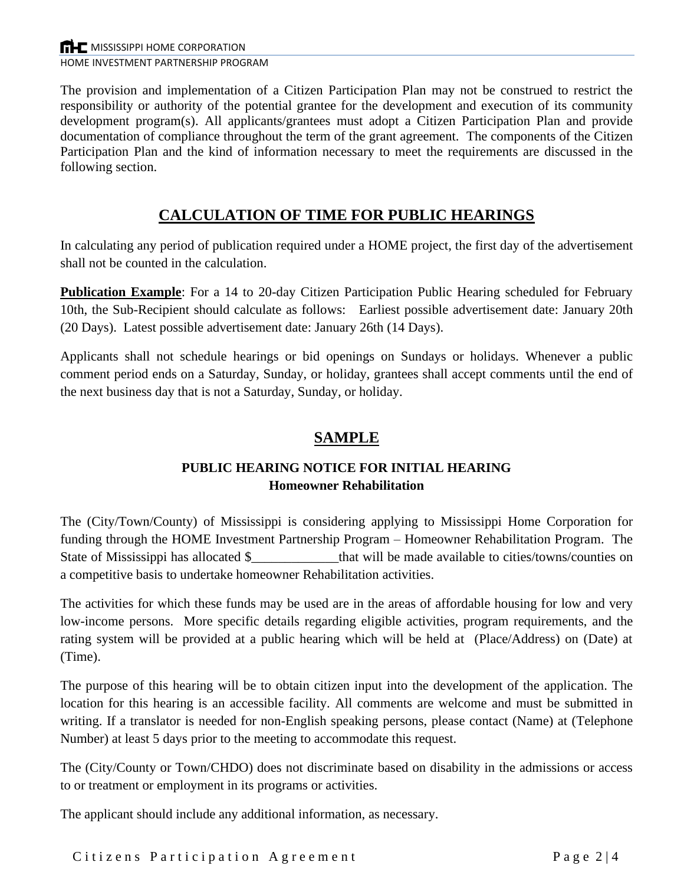The provision and implementation of a Citizen Participation Plan may not be construed to restrict the responsibility or authority of the potential grantee for the development and execution of its community development program(s). All applicants/grantees must adopt a Citizen Participation Plan and provide documentation of compliance throughout the term of the grant agreement. The components of the Citizen Participation Plan and the kind of information necessary to meet the requirements are discussed in the following section.

## CALCULATION OF TIME FOR PUBLIC HEARINGS

In calculating any period of publication required under a HOME project, the first day of the advertisement shall not be counted in the calculation.

**Publication Example**: For a 14 to 20-day Citizen Participation Public Hearing scheduled for February 10th, the Sub-Recipient should calculate as follows: Earliest possible advertisement date: January 20th (20 Days). Latest possible advertisement date: January 26th (14 Days).

Applicants shall not schedule hearings or bid openings on Sundays or holidays. Whenever a public comment period ends on a Saturday, Sunday, or holiday, grantees shall accept comments until the end of the next business day that is not a Saturday, Sunday, or holiday.

## SAMPLE

### PUBLIC HEARING NOTICE FOR INITIAL HEARING
**Homeowner Rehabilitation**

The (City/Town/County) of Mississippi is considering applying to Mississippi Home Corporation for funding through the HOME Investment Partnership Program – Homeowner Rehabilitation Program. The State of Mississippi has allocated $_____________that will be made available to cities/towns/counties on a competitive basis to undertake homeowner Rehabilitation activities.

The activities for which these funds may be used are in the areas of affordable housing for low and very low-income persons. More specific details regarding eligible activities, program requirements, and the rating system will be provided at a public hearing which will be held at (Place/Address) on (Date) at (Time).

The purpose of this hearing will be to obtain citizen input into the development of the application. The location for this hearing is an accessible facility. All comments are welcome and must be submitted in writing. If a translator is needed for non-English speaking persons, please contact (Name) at (Telephone Number) at least 5 days prior to the meeting to accommodate this request.

The (City/County or Town/CHDO) does not discriminate based on disability in the admissions or access to or treatment or employment in its programs or activities.

The applicant should include any additional information, as necessary.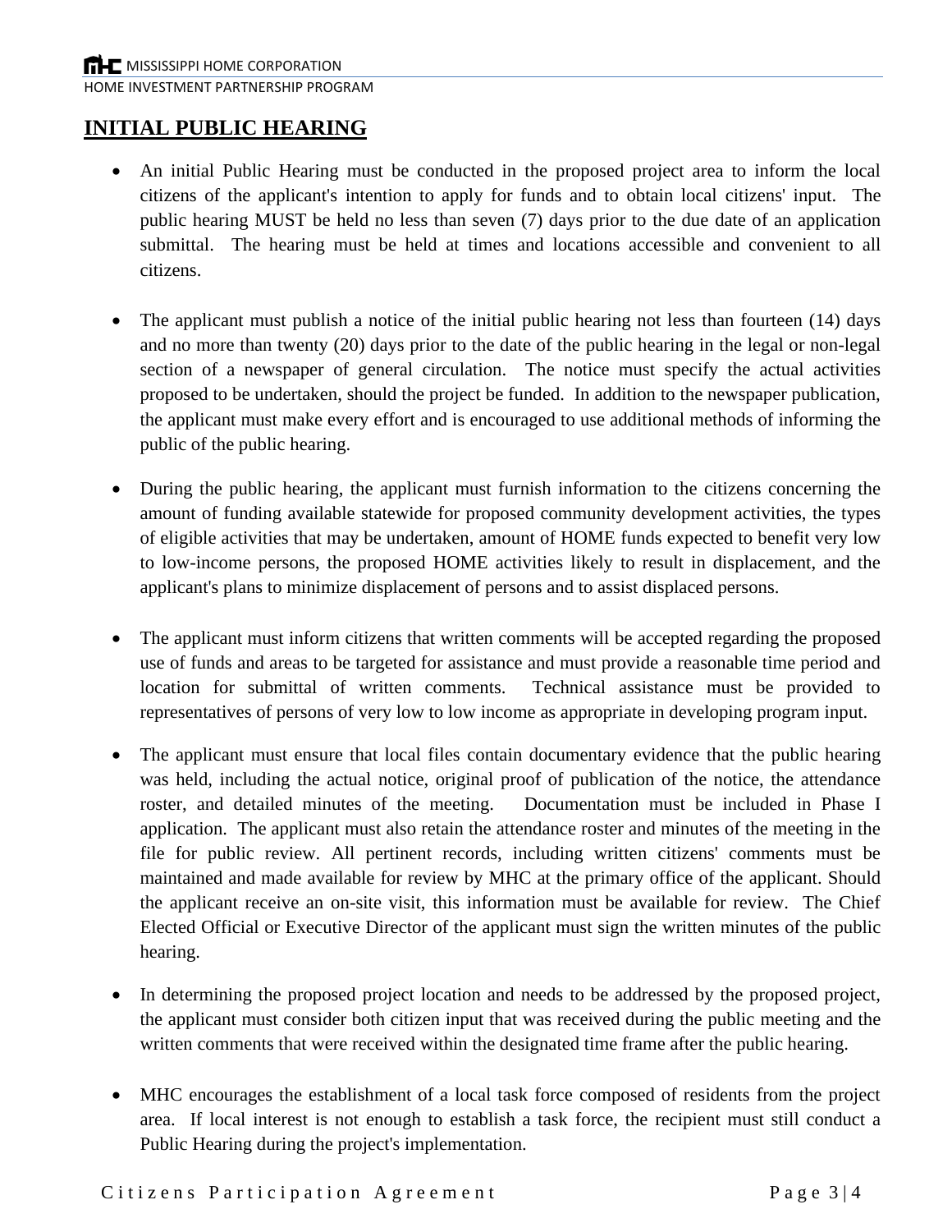## INITIAL PUBLIC HEARING

- An initial Public Hearing must be conducted in the proposed project area to inform the local citizens of the applicant's intention to apply for funds and to obtain local citizens' input. The public hearing MUST be held no less than seven (7) days prior to the due date of an application submittal. The hearing must be held at times and locations accessible and convenient to all citizens.

- The applicant must publish a notice of the initial public hearing not less than fourteen (14) days and no more than twenty (20) days prior to the date of the public hearing in the legal or non-legal section of a newspaper of general circulation. The notice must specify the actual activities proposed to be undertaken, should the project be funded. In addition to the newspaper publication, the applicant must make every effort and is encouraged to use additional methods of informing the public of the public hearing.

- During the public hearing, the applicant must furnish information to the citizens concerning the amount of funding available statewide for proposed community development activities, the types of eligible activities that may be undertaken, amount of HOME funds expected to benefit very low to low-income persons, the proposed HOME activities likely to result in displacement, and the applicant's plans to minimize displacement of persons and to assist displaced persons.

- The applicant must inform citizens that written comments will be accepted regarding the proposed use of funds and areas to be targeted for assistance and must provide a reasonable time period and location for submittal of written comments. Technical assistance must be provided to representatives of persons of very low to low income as appropriate in developing program input.

- The applicant must ensure that local files contain documentary evidence that the public hearing was held, including the actual notice, original proof of publication of the notice, the attendance roster, and detailed minutes of the meeting. Documentation must be included in Phase I application. The applicant must also retain the attendance roster and minutes of the meeting in the file for public review. All pertinent records, including written citizens' comments must be maintained and made available for review by MHC at the primary office of the applicant. Should the applicant receive an on-site visit, this information must be available for review. The Chief Elected Official or Executive Director of the applicant must sign the written minutes of the public hearing.

- In determining the proposed project location and needs to be addressed by the proposed project, the applicant must consider both citizen input that was received during the public meeting and the written comments that were received within the designated time frame after the public hearing.

- MHC encourages the establishment of a local task force composed of residents from the project area. If local interest is not enough to establish a task force, the recipient must still conduct a Public Hearing during the project's implementation.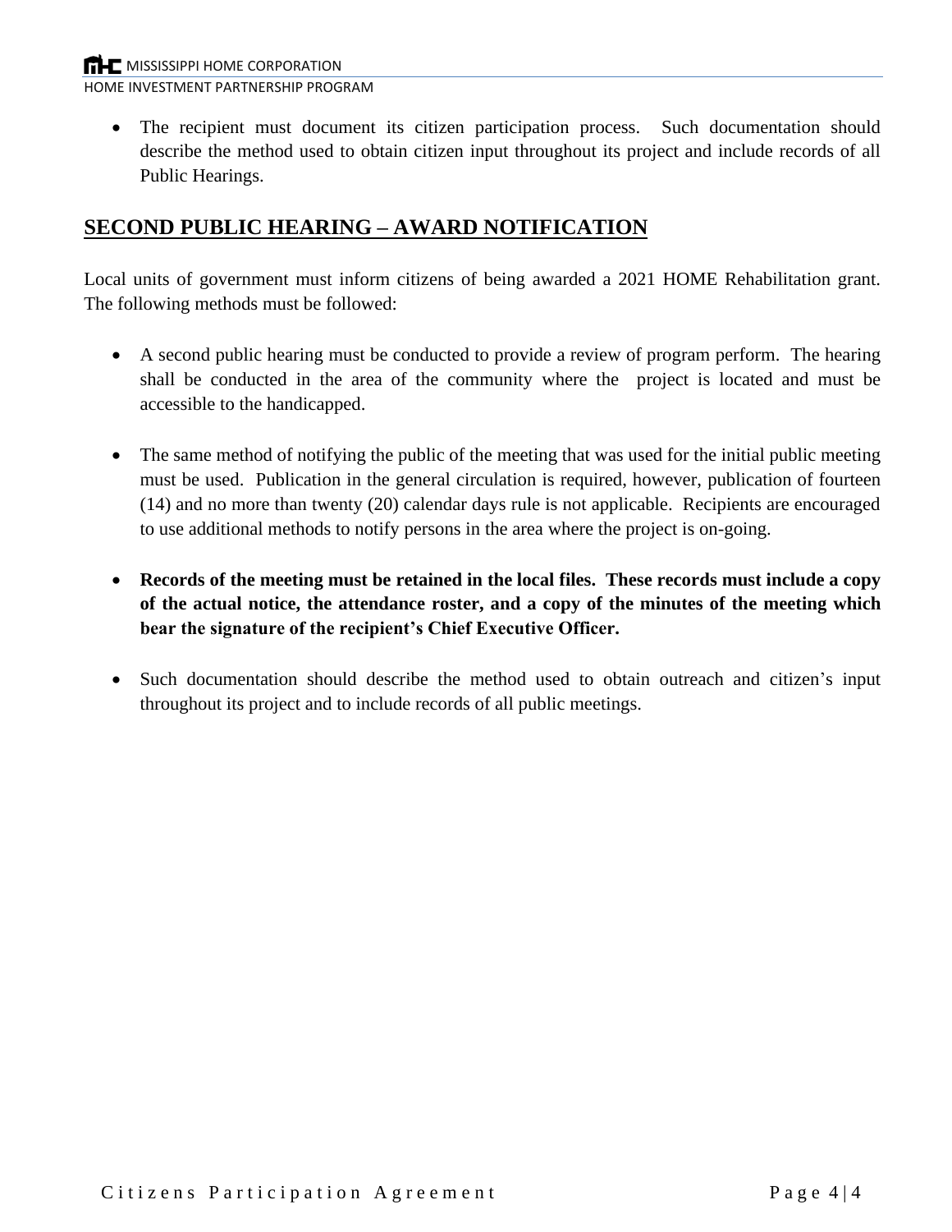- The recipient must document its citizen participation process. Such documentation should describe the method used to obtain citizen input throughout its project and include records of all Public Hearings.

## SECOND PUBLIC HEARING – AWARD NOTIFICATION

Local units of government must inform citizens of being awarded a 2021 HOME Rehabilitation grant. The following methods must be followed:

- A second public hearing must be conducted to provide a review of program perform. The hearing shall be conducted in the area of the community where the project is located and must be accessible to the handicapped.

- The same method of notifying the public of the meeting that was used for the initial public meeting must be used. Publication in the general circulation is required, however, publication of fourteen (14) and no more than twenty (20) calendar days rule is not applicable. Recipients are encouraged to use additional methods to notify persons in the area where the project is on-going.

- **Records of the meeting must be retained in the local files. These records must include a copy of the actual notice, the attendance roster, and a copy of the minutes of the meeting which bear the signature of the recipient's Chief Executive Officer.**

- Such documentation should describe the method used to obtain outreach and citizen's input throughout its project and to include records of all public meetings.